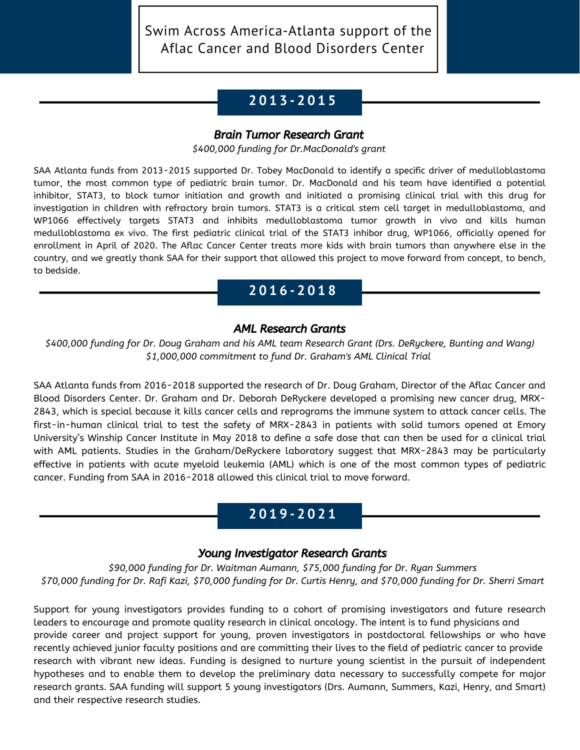# Swim Across America-Atlanta support of the Aflac Cancer and Blood Disorders Center

## 2013-2015

### *Brain Tumor Research Grant*

*$400,000 funding for Dr.MacDonald's grant*

SAA Atlanta funds from 2013-2015 supported Dr. Tobey MacDonald to identify a specific driver of medulloblastoma tumor, the most common type of pediatric brain tumor. Dr. MacDonald and his team have identified a potential inhibitor, STAT3, to block tumor initiation and growth and initiated a promising clinical trial with this drug for investigation in children with refractory brain tumors. STAT3 is a critical stem cell target in medulloblastoma, and WP1066 effectively targets STAT3 and inhibits medulloblastoma tumor growth in vivo and kills human medulloblastoma ex vivo. The first pediatric clinical trial of the STAT3 inhibor drug, WP1066, officially opened for enrollment in April of 2020. The Aflac Cancer Center treats more kids with brain tumors than anywhere else in the country, and we greatly thank SAA for their support that allowed this project to move forward from concept, to bench, to bedside.

## 2016-2018

### *AML Research Grants*

*$400,000 funding for Dr. Doug Graham and his AML team Research Grant (Drs. DeRyckere, Bunting and Wang)*
*$1,000,000 commitment to fund Dr. Graham's AML Clinical Trial*

SAA Atlanta funds from 2016-2018 supported the research of Dr. Doug Graham, Director of the Aflac Cancer and Blood Disorders Center. Dr. Graham and Dr. Deborah DeRyckere developed a promising new cancer drug, MRX-2843, which is special because it kills cancer cells and reprograms the immune system to attack cancer cells. The first-in-human clinical trial to test the safety of MRX-2843 in patients with solid tumors opened at Emory University's Winship Cancer Institute in May 2018 to define a safe dose that can then be used for a clinical trial with AML patients. Studies in the Graham/DeRyckere laboratory suggest that MRX-2843 may be particularly effective in patients with acute myeloid leukemia (AML) which is one of the most common types of pediatric cancer. Funding from SAA in 2016-2018 allowed this clinical trial to move forward.

## 2019-2021

### *Young Investigator Research Grants*

*$90,000 funding for Dr. Waitman Aumann, $75,000 funding for Dr. Ryan Summers*
*$70,000 funding for Dr. Rafi Kazi, $70,000 funding for Dr. Curtis Henry, and $70,000 funding for Dr. Sherri Smart*

Support for young investigators provides funding to a cohort of promising investigators and future research leaders to encourage and promote quality research in clinical oncology. The intent is to fund physicians and provide career and project support for young, proven investigators in postdoctoral fellowships or who have recently achieved junior faculty positions and are committing their lives to the field of pediatric cancer to provide research with vibrant new ideas. Funding is designed to nurture young scientist in the pursuit of independent hypotheses and to enable them to develop the preliminary data necessary to successfully compete for major research grants. SAA funding will support 5 young investigators (Drs. Aumann, Summers, Kazi, Henry, and Smart) and their respective research studies.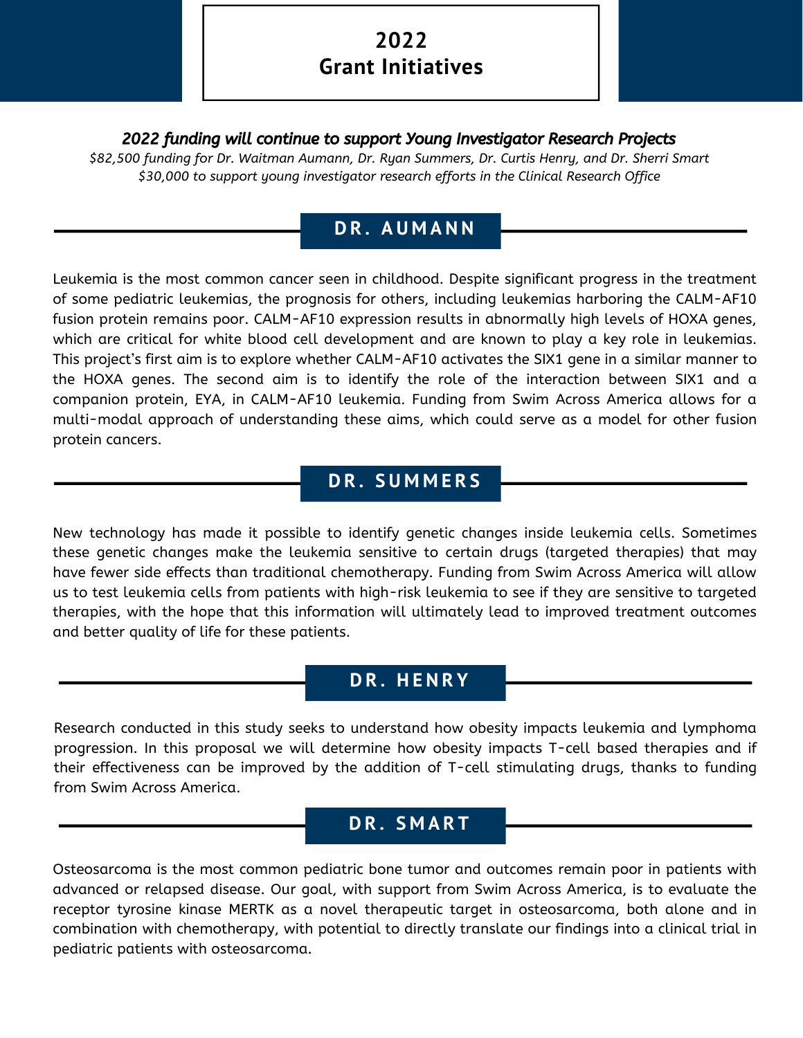# 2022 Grant Initiatives

***2022 funding will continue to support Young Investigator Research Projects***

*$82,500 funding for Dr. Waitman Aumann, Dr. Ryan Summers, Dr. Curtis Henry, and Dr. Sherri Smart*

*$30,000 to support young investigator research efforts in the Clinical Research Office*

## DR. AUMANN

Leukemia is the most common cancer seen in childhood. Despite significant progress in the treatment of some pediatric leukemias, the prognosis for others, including leukemias harboring the CALM-AF10 fusion protein remains poor. CALM-AF10 expression results in abnormally high levels of HOXA genes, which are critical for white blood cell development and are known to play a key role in leukemias. This project's first aim is to explore whether CALM-AF10 activates the SIX1 gene in a similar manner to the HOXA genes. The second aim is to identify the role of the interaction between SIX1 and a companion protein, EYA, in CALM-AF10 leukemia. Funding from Swim Across America allows for a multi-modal approach of understanding these aims, which could serve as a model for other fusion protein cancers.

## DR. SUMMERS

New technology has made it possible to identify genetic changes inside leukemia cells. Sometimes these genetic changes make the leukemia sensitive to certain drugs (targeted therapies) that may have fewer side effects than traditional chemotherapy. Funding from Swim Across America will allow us to test leukemia cells from patients with high-risk leukemia to see if they are sensitive to targeted therapies, with the hope that this information will ultimately lead to improved treatment outcomes and better quality of life for these patients.

## DR. HENRY

Research conducted in this study seeks to understand how obesity impacts leukemia and lymphoma progression. In this proposal we will determine how obesity impacts T-cell based therapies and if their effectiveness can be improved by the addition of T-cell stimulating drugs, thanks to funding from Swim Across America.

## DR. SMART

Osteosarcoma is the most common pediatric bone tumor and outcomes remain poor in patients with advanced or relapsed disease. Our goal, with support from Swim Across America, is to evaluate the receptor tyrosine kinase MERTK as a novel therapeutic target in osteosarcoma, both alone and in combination with chemotherapy, with potential to directly translate our findings into a clinical trial in pediatric patients with osteosarcoma.